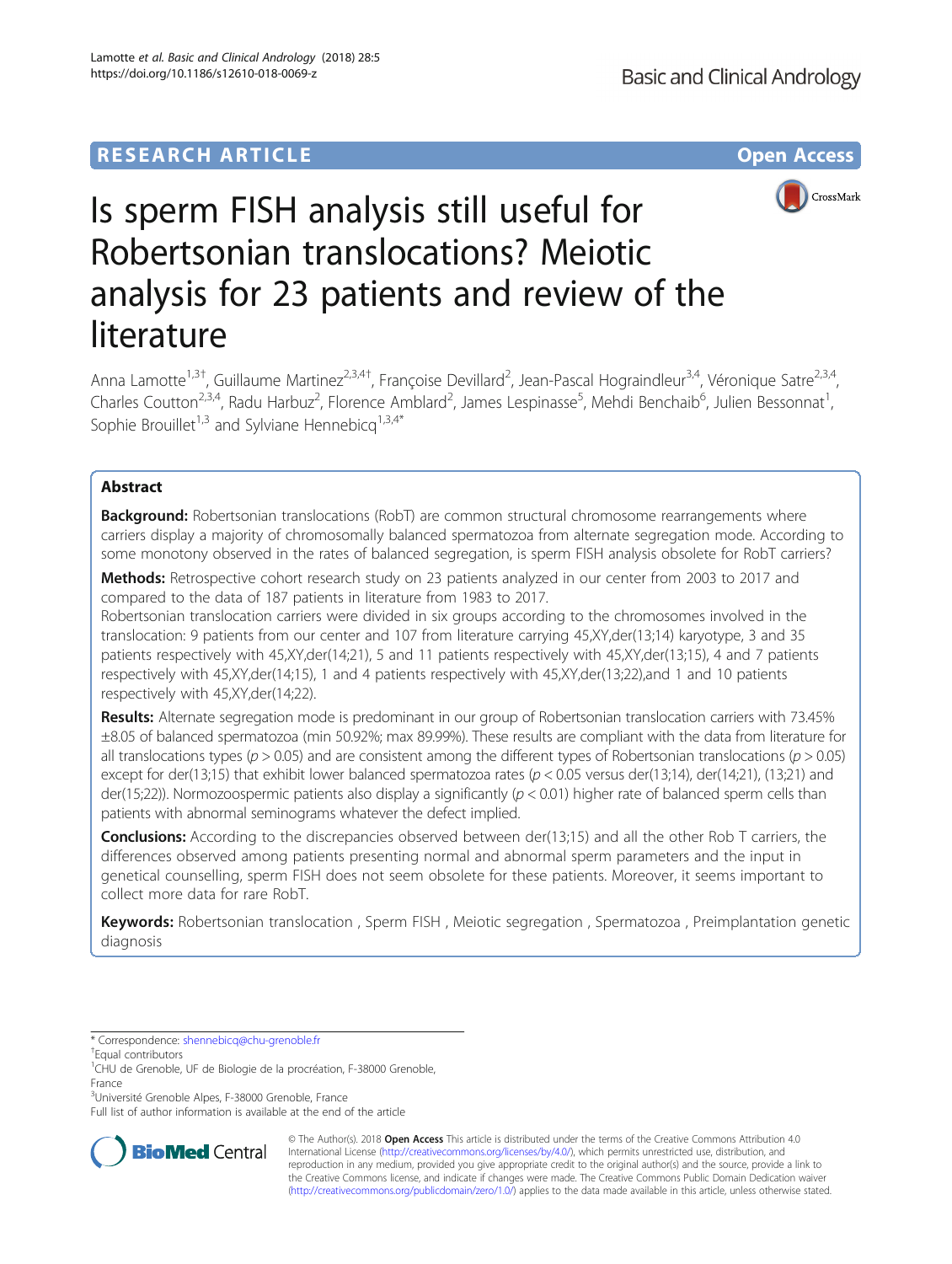RESEARCH ARTICLE

Open Access

# Is sperm FISH analysis still useful for Robertsonian translocations? Meiotic analysis for 23 patients and review of the literature

Anna Lamotte[1,3†], Guillaume Martinez[2,3,4†], Françoise Devillard[2], Jean-Pascal Hograindleur[3,4], Véronique Satre[2,3,4], Charles Coutton[2,3,4], Radu Harbuz[2], Florence Amblard[2], James Lespinasse[5], Mehdi Benchaib[6], Julien Bessonnat[1], Sophie Brouillet[1,3] and Sylviane Hennebicq[1,3,4*]

## Abstract

**Background:** Robertsonian translocations (RobT) are common structural chromosome rearrangements where carriers display a majority of chromosomally balanced spermatozoa from alternate segregation mode. According to some monotony observed in the rates of balanced segregation, is sperm FISH analysis obsolete for RobT carriers?

**Methods:** Retrospective cohort research study on 23 patients analyzed in our center from 2003 to 2017 and compared to the data of 187 patients in literature from 1983 to 2017.

Robertsonian translocation carriers were divided in six groups according to the chromosomes involved in the translocation: 9 patients from our center and 107 from literature carrying 45,XY,der(13;14) karyotype, 3 and 35 patients respectively with 45,XY,der(14;21), 5 and 11 patients respectively with 45,XY,der(13;15), 4 and 7 patients respectively with 45,XY,der(14;15), 1 and 4 patients respectively with 45,XY,der(13;22),and 1 and 10 patients respectively with 45,XY,der(14;22).

**Results:** Alternate segregation mode is predominant in our group of Robertsonian translocation carriers with 73.45% ±8.05 of balanced spermatozoa (min 50.92%; max 89.99%). These results are compliant with the data from literature for all translocations types ($p > 0.05$) and are consistent among the different types of Robertsonian translocations ($p > 0.05$) except for der(13;15) that exhibit lower balanced spermatozoa rates ($p < 0.05$ versus der(13;14), der(14;21), (13;21) and der(15;22)). Normozoospermic patients also display a significantly ($p < 0.01$) higher rate of balanced sperm cells than patients with abnormal seminograms whatever the defect implied.

**Conclusions:** According to the discrepancies observed between der(13;15) and all the other Rob T carriers, the differences observed among patients presenting normal and abnormal sperm parameters and the input in genetical counselling, sperm FISH does not seem obsolete for these patients. Moreover, it seems important to collect more data for rare RobT.

**Keywords:** Robertsonian translocation , Sperm FISH , Meiotic segregation , Spermatozoa , Preimplantation genetic diagnosis

\* Correspondence: shennebicq@chu-grenoble.fr

†Equal contributors

[1]CHU de Grenoble, UF de Biologie de la procréation, F-38000 Grenoble, France

[3]Université Grenoble Alpes, F-38000 Grenoble, France

Full list of author information is available at the end of the article

© The Author(s). 2018 **Open Access** This article is distributed under the terms of the Creative Commons Attribution 4.0 International License (http://creativecommons.org/licenses/by/4.0/), which permits unrestricted use, distribution, and reproduction in any medium, provided you give appropriate credit to the original author(s) and the source, provide a link to the Creative Commons license, and indicate if changes were made. The Creative Commons Public Domain Dedication waiver (http://creativecommons.org/publicdomain/zero/1.0/) applies to the data made available in this article, unless otherwise stated.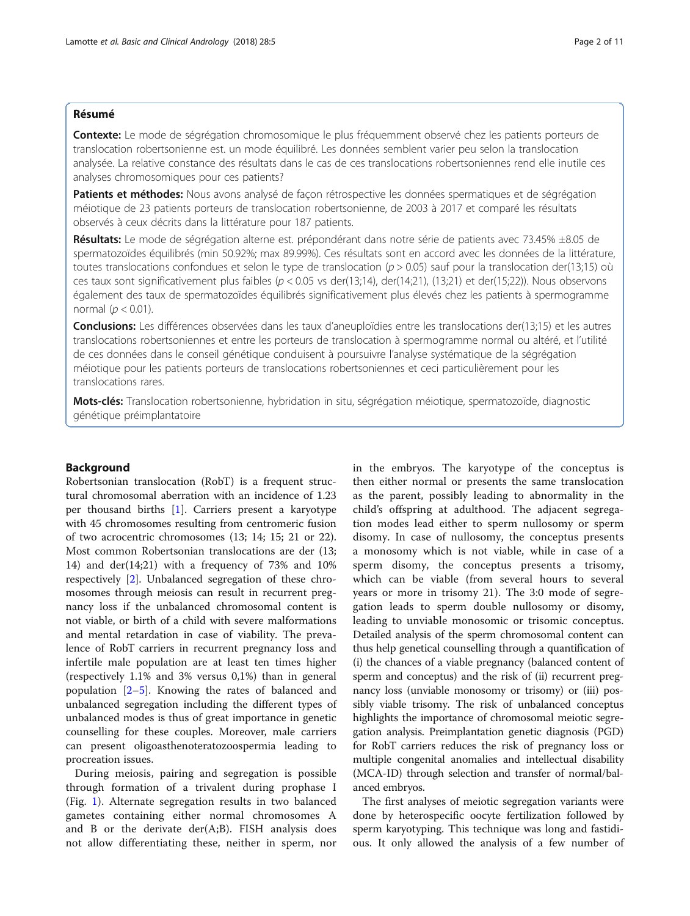## Résumé

**Contexte:** Le mode de ségrégation chromosomique le plus fréquemment observé chez les patients porteurs de translocation robertsonienne est. un mode équilibré. Les données semblent varier peu selon la translocation analysée. La relative constance des résultats dans le cas de ces translocations robertsoniennes rend elle inutile ces analyses chromosomiques pour ces patients?

**Patients et méthodes:** Nous avons analysé de façon rétrospective les données spermatiques et de ségrégation méiotique de 23 patients porteurs de translocation robertsonienne, de 2003 à 2017 et comparé les résultats observés à ceux décrits dans la littérature pour 187 patients.

**Résultats:** Le mode de ségrégation alterne est. prépondérant dans notre série de patients avec 73.45% ±8.05 de spermatozoïdes équilibrés (min 50.92%; max 89.99%). Ces résultats sont en accord avec les données de la littérature, toutes translocations confondues et selon le type de translocation ($p > 0.05$) sauf pour la translocation der(13;15) où ces taux sont significativement plus faibles ($p < 0.05$ vs der(13;14), der(14;21), (13;21) et der(15;22)). Nous observons également des taux de spermatozoïdes équilibrés significativement plus élevés chez les patients à spermogramme normal ($p < 0.01$).

**Conclusions:** Les différences observées dans les taux d'aneuploïdies entre les translocations der(13;15) et les autres translocations robertsoniennes et entre les porteurs de translocation à spermogramme normal ou altéré, et l'utilité de ces données dans le conseil génétique conduisent à poursuivre l'analyse systématique de la ségrégation méiotique pour les patients porteurs de translocations robertsoniennes et ceci particulièrement pour les translocations rares.

**Mots-clés:** Translocation robertsonienne, hybridation in situ, ségrégation méiotique, spermatozoïde, diagnostic génétique préimplantatoire

## Background

Robertsonian translocation (RobT) is a frequent structural chromosomal aberration with an incidence of 1.23 per thousand births [1]. Carriers present a karyotype with 45 chromosomes resulting from centromeric fusion of two acrocentric chromosomes (13; 14; 15; 21 or 22). Most common Robertsonian translocations are der (13; 14) and der(14;21) with a frequency of 73% and 10% respectively [2]. Unbalanced segregation of these chromosomes through meiosis can result in recurrent pregnancy loss if the unbalanced chromosomal content is not viable, or birth of a child with severe malformations and mental retardation in case of viability. The prevalence of RobT carriers in recurrent pregnancy loss and infertile male population are at least ten times higher (respectively 1.1% and 3% versus 0,1%) than in general population [2–5]. Knowing the rates of balanced and unbalanced segregation including the different types of unbalanced modes is thus of great importance in genetic counselling for these couples. Moreover, male carriers can present oligoasthenoteratozoospermia leading to procreation issues.

During meiosis, pairing and segregation is possible through formation of a trivalent during prophase I (Fig. 1). Alternate segregation results in two balanced gametes containing either normal chromosomes A and B or the derivate der(A;B). FISH analysis does not allow differentiating these, neither in sperm, nor in the embryos. The karyotype of the conceptus is then either normal or presents the same translocation as the parent, possibly leading to abnormality in the child's offspring at adulthood. The adjacent segregation modes lead either to sperm nullosomy or sperm disomy. In case of nullosomy, the conceptus presents a monosomy which is not viable, while in case of a sperm disomy, the conceptus presents a trisomy, which can be viable (from several hours to several years or more in trisomy 21). The 3:0 mode of segregation leads to sperm double nullosomy or disomy, leading to unviable monosomic or trisomic conceptus. Detailed analysis of the sperm chromosomal content can thus help genetical counselling through a quantification of (i) the chances of a viable pregnancy (balanced content of sperm and conceptus) and the risk of (ii) recurrent pregnancy loss (unviable monosomy or trisomy) or (iii) possibly viable trisomy. The risk of unbalanced conceptus highlights the importance of chromosomal meiotic segregation analysis. Preimplantation genetic diagnosis (PGD) for RobT carriers reduces the risk of pregnancy loss or multiple congenital anomalies and intellectual disability (MCA-ID) through selection and transfer of normal/balanced embryos.

The first analyses of meiotic segregation variants were done by heterospecific oocyte fertilization followed by sperm karyotyping. This technique was long and fastidious. It only allowed the analysis of a few number of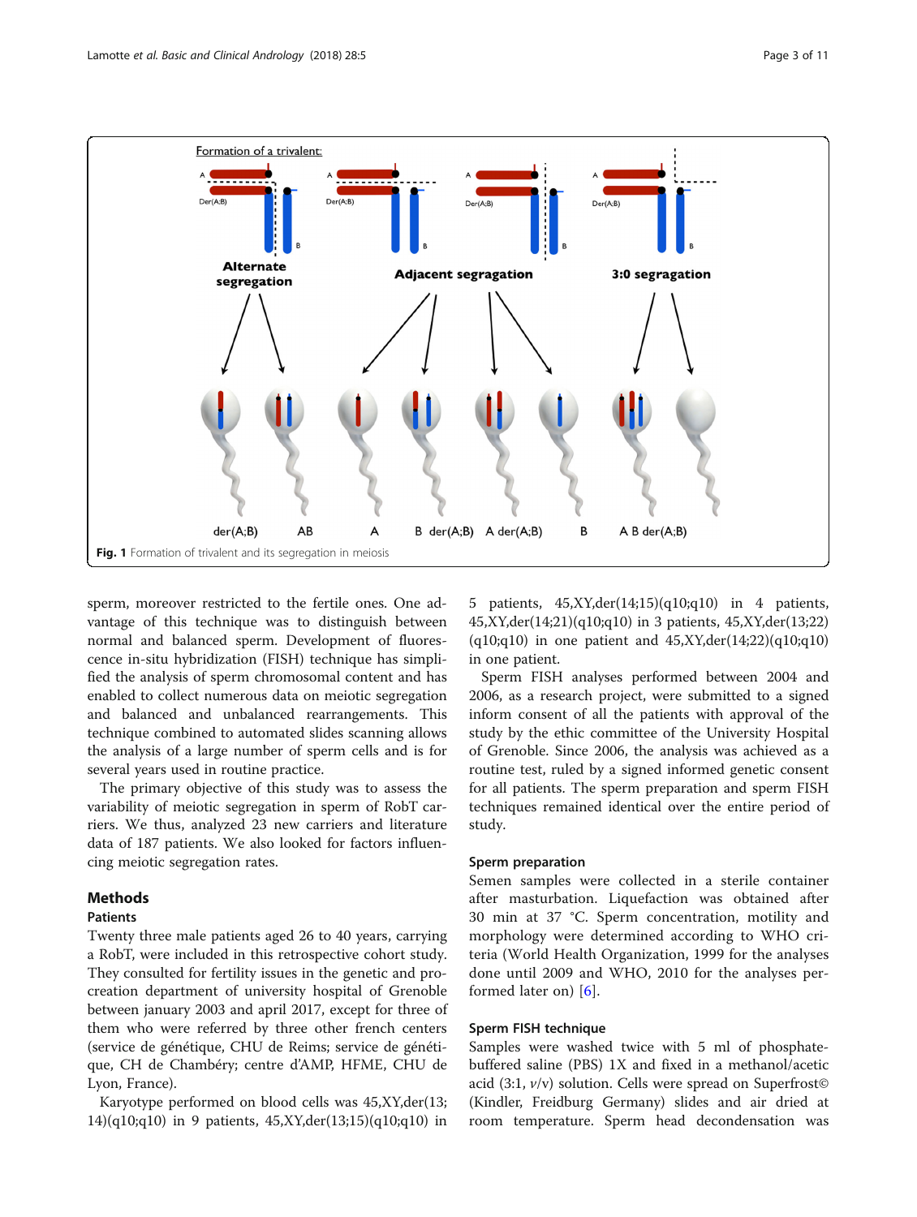Fig. 1 Formation of trivalent and its segregation in meiosis

sperm, moreover restricted to the fertile ones. One advantage of this technique was to distinguish between normal and balanced sperm. Development of fluorescence in-situ hybridization (FISH) technique has simplified the analysis of sperm chromosomal content and has enabled to collect numerous data on meiotic segregation and balanced and unbalanced rearrangements. This technique combined to automated slides scanning allows the analysis of a large number of sperm cells and is for several years used in routine practice.

The primary objective of this study was to assess the variability of meiotic segregation in sperm of RobT carriers. We thus, analyzed 23 new carriers and literature data of 187 patients. We also looked for factors influencing meiotic segregation rates.

## Methods

### Patients

Twenty three male patients aged 26 to 40 years, carrying a RobT, were included in this retrospective cohort study. They consulted for fertility issues in the genetic and procreation department of university hospital of Grenoble between january 2003 and april 2017, except for three of them who were referred by three other french centers (service de génétique, CHU de Reims; service de génétique, CH de Chambéry; centre d'AMP, HFME, CHU de Lyon, France).

Karyotype performed on blood cells was 45,XY,der(13;14)(q10;q10) in 9 patients, 45,XY,der(13;15)(q10;q10) in 5 patients, 45,XY,der(14;15)(q10;q10) in 4 patients, 45,XY,der(14;21)(q10;q10) in 3 patients, 45,XY,der(13;22)(q10;q10) in one patient and 45,XY,der(14;22)(q10;q10) in one patient.

Sperm FISH analyses performed between 2004 and 2006, as a research project, were submitted to a signed inform consent of all the patients with approval of the study by the ethic committee of the University Hospital of Grenoble. Since 2006, the analysis was achieved as a routine test, ruled by a signed informed genetic consent for all patients. The sperm preparation and sperm FISH techniques remained identical over the entire period of study.

### Sperm preparation

Semen samples were collected in a sterile container after masturbation. Liquefaction was obtained after 30 min at 37 °C. Sperm concentration, motility and morphology were determined according to WHO criteria (World Health Organization, 1999 for the analyses done until 2009 and WHO, 2010 for the analyses performed later on) [6].

### Sperm FISH technique

Samples were washed twice with 5 ml of phosphate-buffered saline (PBS) 1X and fixed in a methanol/acetic acid (3:1, *v/v*) solution. Cells were spread on Superfrost© (Kindler, Freidburg Germany) slides and air dried at room temperature. Sperm head decondensation was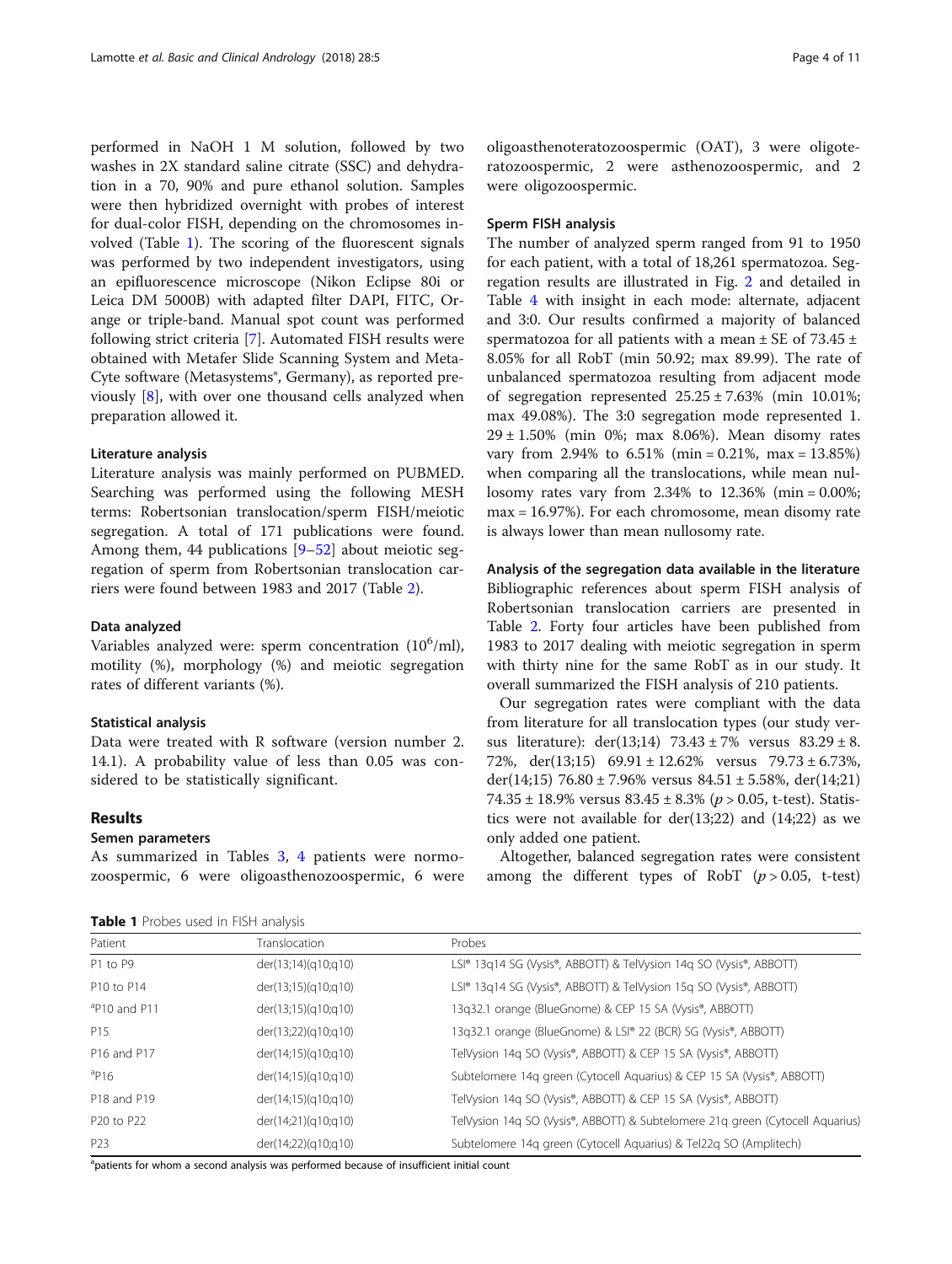performed in NaOH 1 M solution, followed by two washes in 2X standard saline citrate (SSC) and dehydration in a 70, 90% and pure ethanol solution. Samples were then hybridized overnight with probes of interest for dual-color FISH, depending on the chromosomes involved (Table 1). The scoring of the fluorescent signals was performed by two independent investigators, using an epifluorescence microscope (Nikon Eclipse 80i or Leica DM 5000B) with adapted filter DAPI, FITC, Orange or triple-band. Manual spot count was performed following strict criteria [7]. Automated FISH results were obtained with Metafer Slide Scanning System and MetaCyte software (Metasystems®, Germany), as reported previously [8], with over one thousand cells analyzed when preparation allowed it.

### Literature analysis

Literature analysis was mainly performed on PUBMED. Searching was performed using the following MESH terms: Robertsonian translocation/sperm FISH/meiotic segregation. A total of 171 publications were found. Among them, 44 publications [9–52] about meiotic segregation of sperm from Robertsonian translocation carriers were found between 1983 and 2017 (Table 2).

### Data analyzed

Variables analyzed were: sperm concentration ($10^6$/ml), motility (%), morphology (%) and meiotic segregation rates of different variants (%).

### Statistical analysis

Data were treated with R software (version number 2.14.1). A probability value of less than 0.05 was considered to be statistically significant.

## Results

### Semen parameters

As summarized in Tables 3, 4 patients were normozoospermic, 6 were oligoasthenozoospermic, 6 were oligoasthenoteratozoospermic (OAT), 3 were oligoteratozoospermic, 2 were asthenozoospermic, and 2 were oligozoospermic.

### Sperm FISH analysis

The number of analyzed sperm ranged from 91 to 1950 for each patient, with a total of 18,261 spermatozoa. Segregation results are illustrated in Fig. 2 and detailed in Table 4 with insight in each mode: alternate, adjacent and 3:0. Our results confirmed a majority of balanced spermatozoa for all patients with a mean ± SE of 73.45 ± 8.05% for all RobT (min 50.92; max 89.99). The rate of unbalanced spermatozoa resulting from adjacent mode of segregation represented 25.25 ± 7.63% (min 10.01%; max 49.08%). The 3:0 segregation mode represented 1.29 ± 1.50% (min 0%; max 8.06%). Mean disomy rates vary from 2.94% to 6.51% (min = 0.21%, max = 13.85%) when comparing all the translocations, while mean nullosomy rates vary from 2.34% to 12.36% (min = 0.00%; max = 16.97%). For each chromosome, mean disomy rate is always lower than mean nullosomy rate.

### Analysis of the segregation data available in the literature

Bibliographic references about sperm FISH analysis of Robertsonian translocation carriers are presented in Table 2. Forty four articles have been published from 1983 to 2017 dealing with meiotic segregation in sperm with thirty nine for the same RobT as in our study. It overall summarized the FISH analysis of 210 patients.

Our segregation rates were compliant with the data from literature for all translocation types (our study versus literature): der(13;14) 73.43 ± 7% versus 83.29 ± 8.72%, der(13;15) 69.91 ± 12.62% versus 79.73 ± 6.73%, der(14;15) 76.80 ± 7.96% versus 84.51 ± 5.58%, der(14;21) 74.35 ± 18.9% versus 83.45 ± 8.3% ($p > 0.05$, t-test). Statistics were not available for der(13;22) and (14;22) as we only added one patient.

Altogether, balanced segregation rates were consistent among the different types of RobT ($p > 0.05$, t-test)

**Table 1** Probes used in FISH analysis

| Patient | Translocation | Probes |
|---|---|---|
| P1 to P9 | der(13;14)(q10;q10) | LSI® 13q14 SG (Vysis®, ABBOTT) & TelVysion 14q SO (Vysis®, ABBOTT) |
| P10 to P14 | der(13;15)(q10;q10) | LSI® 13q14 SG (Vysis®, ABBOTT) & TelVysion 15q SO (Vysis®, ABBOTT) |
| [a]P10 and P11 | der(13;15)(q10;q10) | 13q32.1 orange (BlueGnome) & CEP 15 SA (Vysis®, ABBOTT) |
| P15 | der(13;22)(q10;q10) | 13q32.1 orange (BlueGnome) & LSI® 22 (BCR) SG (Vysis®, ABBOTT) |
| P16 and P17 | der(14;15)(q10;q10) | TelVysion 14q SO (Vysis®, ABBOTT) & CEP 15 SA (Vysis®, ABBOTT) |
| [a]P16 | der(14;15)(q10;q10) | Subtelomere 14q green (Cytocell Aquarius) & CEP 15 SA (Vysis®, ABBOTT) |
| P18 and P19 | der(14;15)(q10;q10) | TelVysion 14q SO (Vysis®, ABBOTT) & CEP 15 SA (Vysis®, ABBOTT) |
| P20 to P22 | der(14;21)(q10;q10) | TelVysion 14q SO (Vysis®, ABBOTT) & Subtelomere 21q green (Cytocell Aquarius) |
| P23 | der(14;22)(q10;q10) | Subtelomere 14q green (Cytocell Aquarius) & Tel22q SO (Amplitech) |

[a]patients for whom a second analysis was performed because of insufficient initial count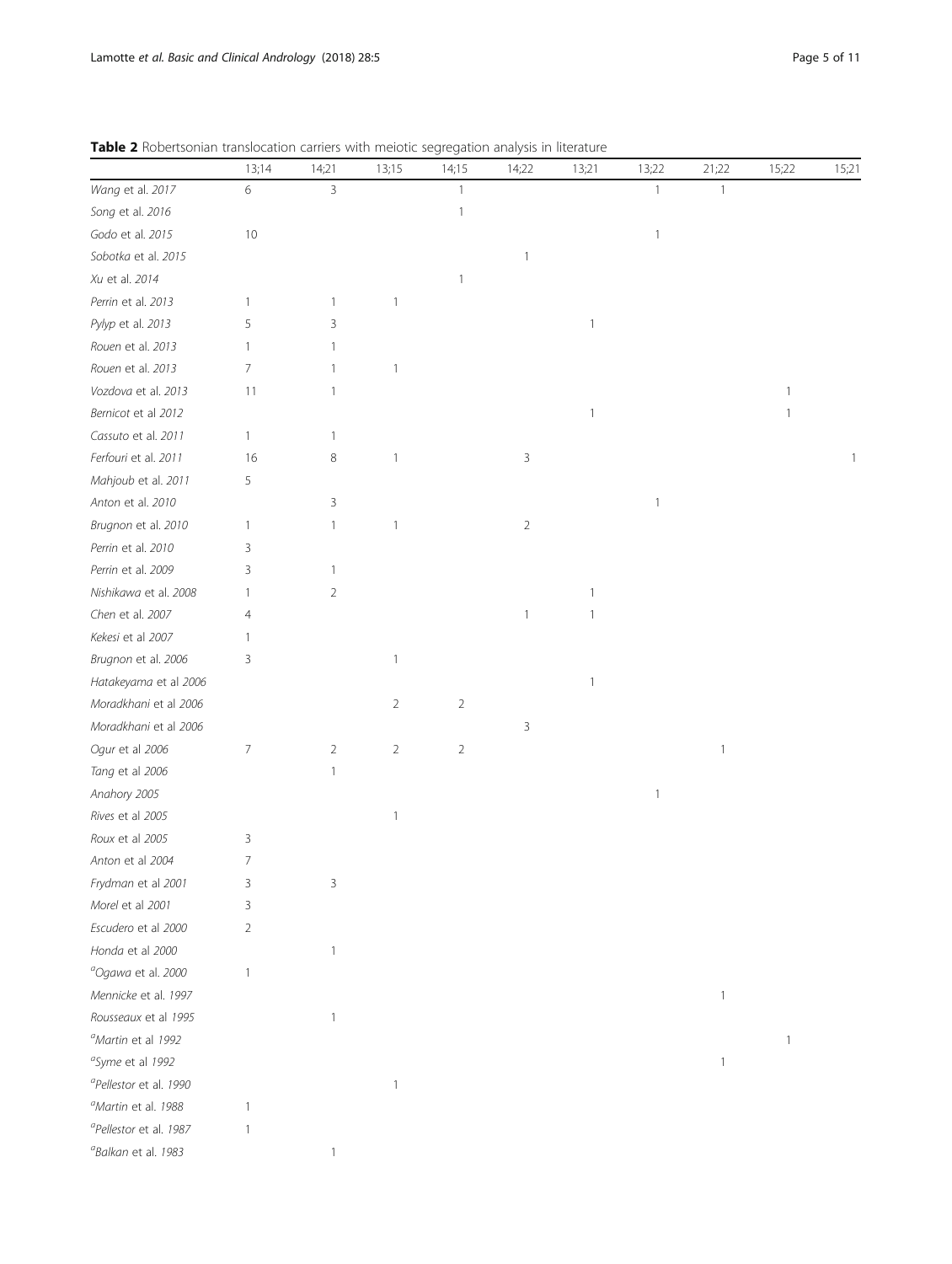**Table 2** Robertsonian translocation carriers with meiotic segregation analysis in literature

| | 13;14 | 14;21 | 13;15 | 14;15 | 14;22 | 13;21 | 13;22 | 21;22 | 15;22 | 15;21 |
|---|---|---|---|---|---|---|---|---|---|---|
| *Wang* et al. *2017* | 6 | 3 | | 1 | | | 1 | 1 | | |
| *Song* et al. *2016* | | | | 1 | | | | | | |
| *Godo* et al. *2015* | 10 | | | | | | 1 | | | |
| *Sobotka* et al. *2015* | | | | | 1 | | | | | |
| *Xu* et al. *2014* | | | | 1 | | | | | | |
| *Perrin* et al. *2013* | 1 | 1 | 1 | | | | | | | |
| *Pylyp* et al. *2013* | 5 | 3 | | | | 1 | | | | |
| *Rouen* et al. *2013* | 1 | 1 | | | | | | | | |
| *Rouen* et al. *2013* | 7 | 1 | 1 | | | | | | | |
| *Vozdova* et al. *2013* | 11 | 1 | | | | | | | 1 | |
| *Bernicot* et al *2012* | | | | | | 1 | | | 1 | |
| *Cassuto* et al. *2011* | 1 | 1 | | | | | | | | |
| *Ferfouri* et al. *2011* | 16 | 8 | 1 | | 3 | | | | | 1 |
| *Mahjoub* et al. *2011* | 5 | | | | | | | | | |
| *Anton* et al. *2010* | | 3 | | | | | 1 | | | |
| *Brugnon* et al. *2010* | 1 | 1 | 1 | | 2 | | | | | |
| *Perrin* et al. *2010* | 3 | | | | | | | | | |
| *Perrin* et al. *2009* | 3 | 1 | | | | | | | | |
| *Nishikawa* et al. *2008* | 1 | 2 | | | | 1 | | | | |
| *Chen* et al. *2007* | 4 | | | | 1 | 1 | | | | |
| *Kekesi* et al *2007* | 1 | | | | | | | | | |
| *Brugnon* et al. *2006* | 3 | | 1 | | | | | | | |
| *Hatakeyama* et al *2006* | | | | | | 1 | | | | |
| *Moradkhani* et al *2006* | | | 2 | 2 | | | | | | |
| *Moradkhani* et al *2006* | | | | | 3 | | | | | |
| *Ogur* et al *2006* | 7 | 2 | 2 | 2 | | | | 1 | | |
| *Tang* et al *2006* | | 1 | | | | | | | | |
| *Anahory 2005* | | | | | | | 1 | | | |
| *Rives* et al *2005* | | | 1 | | | | | | | |
| *Roux* et al *2005* | 3 | | | | | | | | | |
| *Anton* et al *2004* | 7 | | | | | | | | | |
| *Frydman* et al *2001* | 3 | 3 | | | | | | | | |
| *Morel* et al *2001* | 3 | | | | | | | | | |
| *Escudero* et al *2000* | 2 | | | | | | | | | |
| *Honda* et al *2000* | | 1 | | | | | | | | |
| [a]*Ogawa* et al. *2000* | 1 | | | | | | | | | |
| *Mennicke* et al. *1997* | | | | | | | | 1 | | |
| *Rousseaux* et al *1995* | | 1 | | | | | | | | |
| [a]*Martin* et al *1992* | | | | | | | | | 1 | |
| [a]*Syme* et al *1992* | | | | | | | | 1 | | |
| [a]*Pellestor* et al. *1990* | | | 1 | | | | | | | |
| [a]*Martin* et al. *1988* | 1 | | | | | | | | | |
| [a]*Pellestor* et al. *1987* | 1 | | | | | | | | | |
| [a]*Balkan* et al. *1983* | | 1 | | | | | | | | |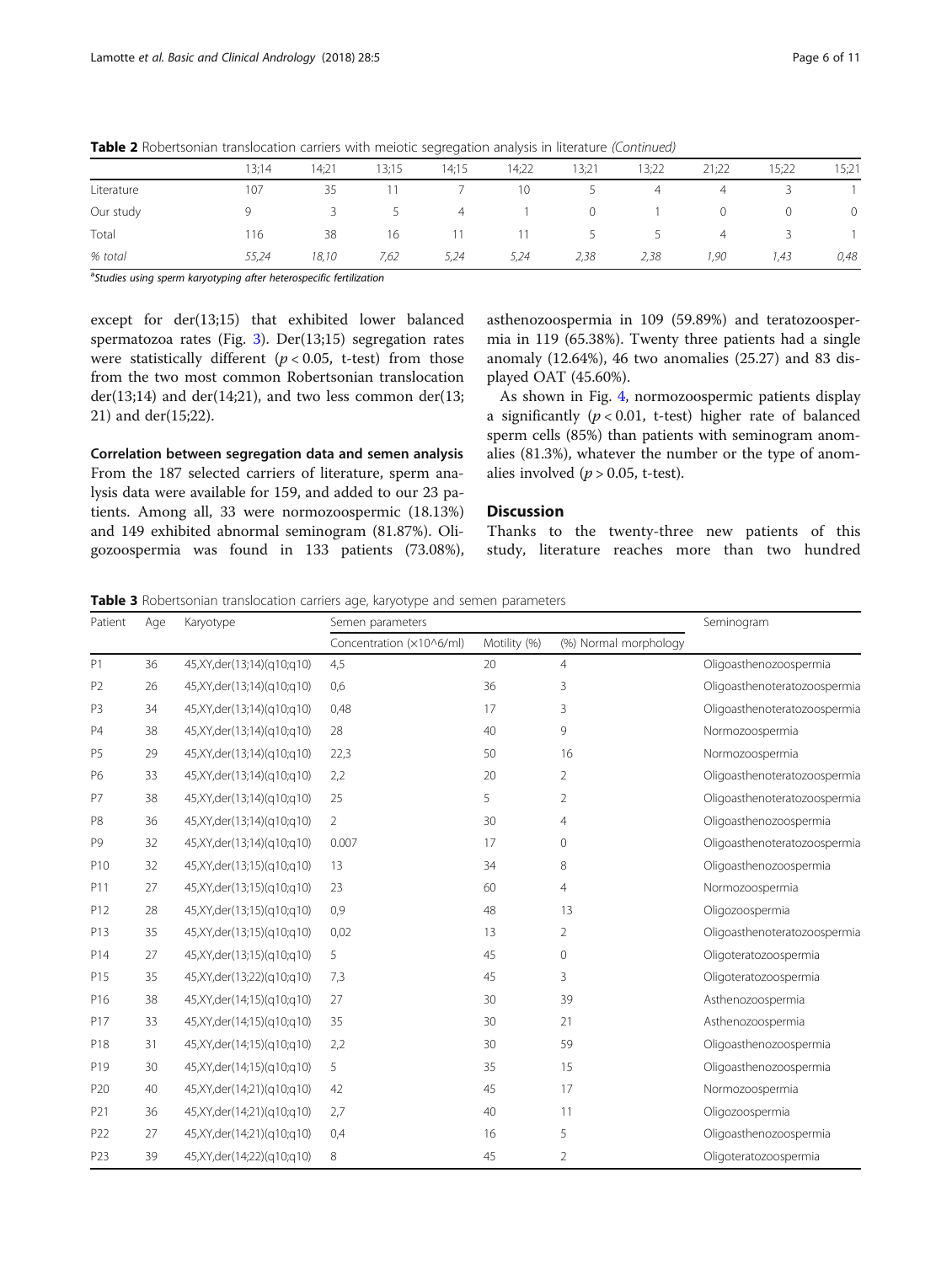**Table 2** Robertsonian translocation carriers with meiotic segregation analysis in literature *(Continued)*

| | 13;14 | 14;21 | 13;15 | 14;15 | 14;22 | 13;21 | 13;22 | 21;22 | 15;22 | 15;21 |
|---|---|---|---|---|---|---|---|---|---|---|
| Literature | 107 | 35 | 11 | 7 | 10 | 5 | 4 | 4 | 3 | 1 |
| Our study | 9 | 3 | 5 | 4 | 1 | 0 | 1 | 0 | 0 | 0 |
| Total | 116 | 38 | 16 | 11 | 11 | 5 | 5 | 4 | 3 | 1 |
| *% total* | *55,24* | *18,10* | *7,62* | *5,24* | *5,24* | *2,38* | *2,38* | *1,90* | *1,43* | *0,48* |

[a]*Studies using sperm karyotyping after heterospecific fertilization*

except for der(13;15) that exhibited lower balanced spermatozoa rates (Fig. 3). Der(13;15) segregation rates were statistically different ($p < 0.05$, t-test) from those from the two most common Robertsonian translocation der(13;14) and der(14;21), and two less common der(13; 21) and der(15;22).

### Correlation between segregation data and semen analysis

From the 187 selected carriers of literature, sperm analysis data were available for 159, and added to our 23 patients. Among all, 33 were normozoospermic (18.13%) and 149 exhibited abnormal seminogram (81.87%). Oligozoospermia was found in 133 patients (73.08%), asthenozoospermia in 109 (59.89%) and teratozoospermia in 119 (65.38%). Twenty three patients had a single anomaly (12.64%), 46 two anomalies (25.27) and 83 displayed OAT (45.60%).

As shown in Fig. 4, normozoospermic patients display a significantly ($p < 0.01$, t-test) higher rate of balanced sperm cells (85%) than patients with seminogram anomalies (81.3%), whatever the number or the type of anomalies involved ($p > 0.05$, t-test).

## Discussion

Thanks to the twenty-three new patients of this study, literature reaches more than two hundred

**Table 3** Robertsonian translocation carriers age, karyotype and semen parameters

| Patient | Age | Karyotype | Semen parameters | | | Seminogram |
|---|---|---|---|---|---|---|
| | | | Concentration (×10^6/ml) | Motility (%) | (%) Normal morphology | |
| P1 | 36 | 45,XY,der(13;14)(q10;q10) | 4,5 | 20 | 4 | Oligoasthenozoospermia |
| P2 | 26 | 45,XY,der(13;14)(q10;q10) | 0,6 | 36 | 3 | Oligoasthenoteratozoospermia |
| P3 | 34 | 45,XY,der(13;14)(q10;q10) | 0,48 | 17 | 3 | Oligoasthenoteratozoospermia |
| P4 | 38 | 45,XY,der(13;14)(q10;q10) | 28 | 40 | 9 | Normozoospermia |
| P5 | 29 | 45,XY,der(13;14)(q10;q10) | 22,3 | 50 | 16 | Normozoospermia |
| P6 | 33 | 45,XY,der(13;14)(q10;q10) | 2,2 | 20 | 2 | Oligoasthenoteratozoospermia |
| P7 | 38 | 45,XY,der(13;14)(q10;q10) | 25 | 5 | 2 | Oligoasthenoteratozoospermia |
| P8 | 36 | 45,XY,der(13;14)(q10;q10) | 2 | 30 | 4 | Oligoasthenozoospermia |
| P9 | 32 | 45,XY,der(13;14)(q10;q10) | 0.007 | 17 | 0 | Oligoasthenoteratozoospermia |
| P10 | 32 | 45,XY,der(13;15)(q10;q10) | 13 | 34 | 8 | Oligoasthenozoospermia |
| P11 | 27 | 45,XY,der(13;15)(q10;q10) | 23 | 60 | 4 | Normozoospermia |
| P12 | 28 | 45,XY,der(13;15)(q10;q10) | 0,9 | 48 | 13 | Oligozoospermia |
| P13 | 35 | 45,XY,der(13;15)(q10;q10) | 0,02 | 13 | 2 | Oligoasthenoteratozoospermia |
| P14 | 27 | 45,XY,der(13;15)(q10;q10) | 5 | 45 | 0 | Oligoteratozoospermia |
| P15 | 35 | 45,XY,der(13;22)(q10;q10) | 7,3 | 45 | 3 | Oligoteratozoospermia |
| P16 | 38 | 45,XY,der(14;15)(q10;q10) | 27 | 30 | 39 | Asthenozoospermia |
| P17 | 33 | 45,XY,der(14;15)(q10;q10) | 35 | 30 | 21 | Asthenozoospermia |
| P18 | 31 | 45,XY,der(14;15)(q10;q10) | 2,2 | 30 | 59 | Oligoasthenozoospermia |
| P19 | 30 | 45,XY,der(14;15)(q10;q10) | 5 | 35 | 15 | Oligoasthenozoospermia |
| P20 | 40 | 45,XY,der(14;21)(q10;q10) | 42 | 45 | 17 | Normozoospermia |
| P21 | 36 | 45,XY,der(14;21)(q10;q10) | 2,7 | 40 | 11 | Oligozoospermia |
| P22 | 27 | 45,XY,der(14;21)(q10;q10) | 0,4 | 16 | 5 | Oligoasthenozoospermia |
| P23 | 39 | 45,XY,der(14;22)(q10;q10) | 8 | 45 | 2 | Oligoteratozoospermia |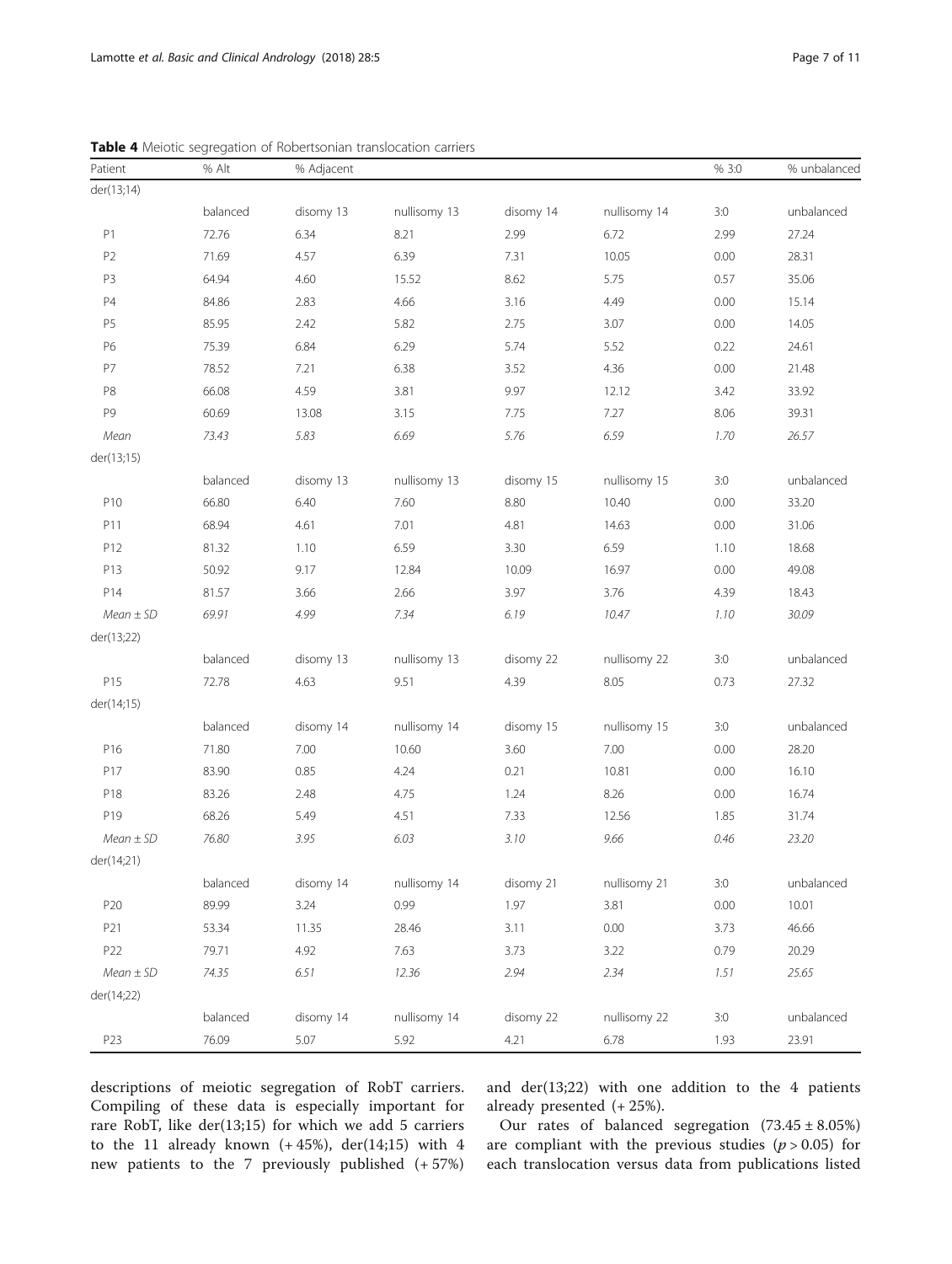**Table 4** Meiotic segregation of Robertsonian translocation carriers

| Patient | % Alt | % Adjacent | | | | % 3:0 | % unbalanced |
|---|---|---|---|---|---|---|---|
| der(13;14) | | | | | | | |
| | balanced | disomy 13 | nullisomy 13 | disomy 14 | nullisomy 14 | 3:0 | unbalanced |
| P1 | 72.76 | 6.34 | 8.21 | 2.99 | 6.72 | 2.99 | 27.24 |
| P2 | 71.69 | 4.57 | 6.39 | 7.31 | 10.05 | 0.00 | 28.31 |
| P3 | 64.94 | 4.60 | 15.52 | 8.62 | 5.75 | 0.57 | 35.06 |
| P4 | 84.86 | 2.83 | 4.66 | 3.16 | 4.49 | 0.00 | 15.14 |
| P5 | 85.95 | 2.42 | 5.82 | 2.75 | 3.07 | 0.00 | 14.05 |
| P6 | 75.39 | 6.84 | 6.29 | 5.74 | 5.52 | 0.22 | 24.61 |
| P7 | 78.52 | 7.21 | 6.38 | 3.52 | 4.36 | 0.00 | 21.48 |
| P8 | 66.08 | 4.59 | 3.81 | 9.97 | 12.12 | 3.42 | 33.92 |
| P9 | 60.69 | 13.08 | 3.15 | 7.75 | 7.27 | 8.06 | 39.31 |
| *Mean* | *73.43* | *5.83* | *6.69* | *5.76* | *6.59* | *1.70* | *26.57* |
| der(13;15) | | | | | | | |
| | balanced | disomy 13 | nullisomy 13 | disomy 15 | nullisomy 15 | 3:0 | unbalanced |
| P10 | 66.80 | 6.40 | 7.60 | 8.80 | 10.40 | 0.00 | 33.20 |
| P11 | 68.94 | 4.61 | 7.01 | 4.81 | 14.63 | 0.00 | 31.06 |
| P12 | 81.32 | 1.10 | 6.59 | 3.30 | 6.59 | 1.10 | 18.68 |
| P13 | 50.92 | 9.17 | 12.84 | 10.09 | 16.97 | 0.00 | 49.08 |
| P14 | 81.57 | 3.66 | 2.66 | 3.97 | 3.76 | 4.39 | 18.43 |
| *Mean ± SD* | *69.91* | *4.99* | *7.34* | *6.19* | *10.47* | *1.10* | *30.09* |
| der(13;22) | | | | | | | |
| | balanced | disomy 13 | nullisomy 13 | disomy 22 | nullisomy 22 | 3:0 | unbalanced |
| P15 | 72.78 | 4.63 | 9.51 | 4.39 | 8.05 | 0.73 | 27.32 |
| der(14;15) | | | | | | | |
| | balanced | disomy 14 | nullisomy 14 | disomy 15 | nullisomy 15 | 3:0 | unbalanced |
| P16 | 71.80 | 7.00 | 10.60 | 3.60 | 7.00 | 0.00 | 28.20 |
| P17 | 83.90 | 0.85 | 4.24 | 0.21 | 10.81 | 0.00 | 16.10 |
| P18 | 83.26 | 2.48 | 4.75 | 1.24 | 8.26 | 0.00 | 16.74 |
| P19 | 68.26 | 5.49 | 4.51 | 7.33 | 12.56 | 1.85 | 31.74 |
| *Mean ± SD* | *76.80* | *3.95* | *6.03* | *3.10* | *9.66* | *0.46* | *23.20* |
| der(14;21) | | | | | | | |
| | balanced | disomy 14 | nullisomy 14 | disomy 21 | nullisomy 21 | 3:0 | unbalanced |
| P20 | 89.99 | 3.24 | 0.99 | 1.97 | 3.81 | 0.00 | 10.01 |
| P21 | 53.34 | 11.35 | 28.46 | 3.11 | 0.00 | 3.73 | 46.66 |
| P22 | 79.71 | 4.92 | 7.63 | 3.73 | 3.22 | 0.79 | 20.29 |
| *Mean ± SD* | *74.35* | *6.51* | *12.36* | *2.94* | *2.34* | *1.51* | *25.65* |
| der(14;22) | | | | | | | |
| | balanced | disomy 14 | nullisomy 14 | disomy 22 | nullisomy 22 | 3:0 | unbalanced |
| P23 | 76.09 | 5.07 | 5.92 | 4.21 | 6.78 | 1.93 | 23.91 |

descriptions of meiotic segregation of RobT carriers. Compiling of these data is especially important for rare RobT, like der(13;15) for which we add 5 carriers to the 11 already known (+ 45%), der(14;15) with 4 new patients to the 7 previously published (+ 57%) and der(13;22) with one addition to the 4 patients already presented (+ 25%).

Our rates of balanced segregation (73.45 ± 8.05%) are compliant with the previous studies ($p > 0.05$) for each translocation versus data from publications listed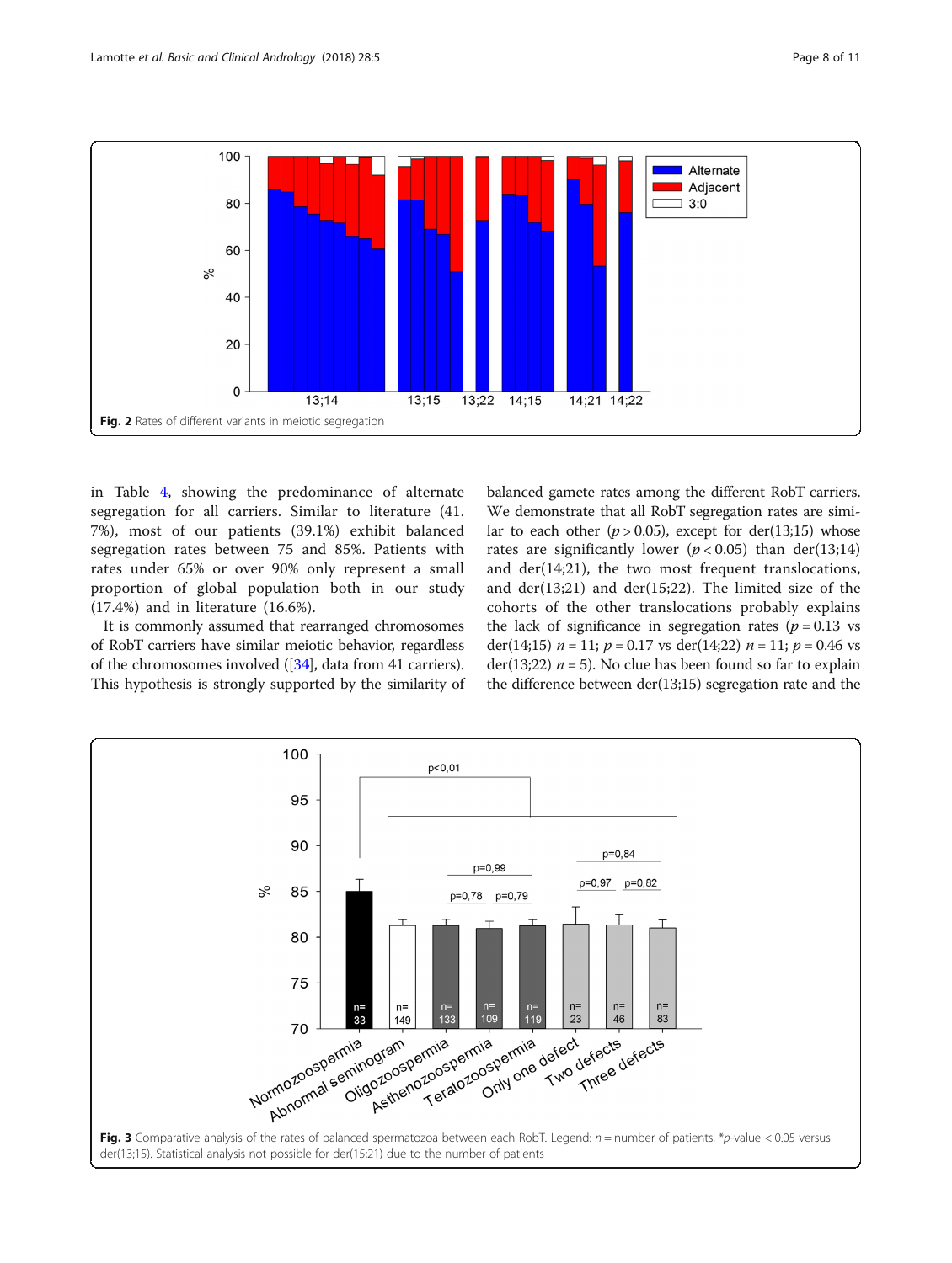Fig. 2 Rates of different variants in meiotic segregation

in Table 4, showing the predominance of alternate segregation for all carriers. Similar to literature (41.7%), most of our patients (39.1%) exhibit balanced segregation rates between 75 and 85%. Patients with rates under 65% or over 90% only represent a small proportion of global population both in our study (17.4%) and in literature (16.6%).

It is commonly assumed that rearranged chromosomes of RobT carriers have similar meiotic behavior, regardless of the chromosomes involved ([34], data from 41 carriers). This hypothesis is strongly supported by the similarity of balanced gamete rates among the different RobT carriers. We demonstrate that all RobT segregation rates are similar to each other ($p > 0.05$), except for der(13;15) whose rates are significantly lower ($p < 0.05$) than der(13;14) and der(14;21), the two most frequent translocations, and der(13;21) and der(15;22). The limited size of the cohorts of the other translocations probably explains the lack of significance in segregation rates ($p = 0.13$ vs der(14;15) $n = 11$; $p = 0.17$ vs der(14;22) $n = 11$; $p = 0.46$ vs der(13;22) $n = 5$). No clue has been found so far to explain the difference between der(13;15) segregation rate and the

Fig. 3 Comparative analysis of the rates of balanced spermatozoa between each RobT. Legend: $n$ = number of patients, *$p$-value < 0.05 versus der(13;15). Statistical analysis not possible for der(15;21) due to the number of patients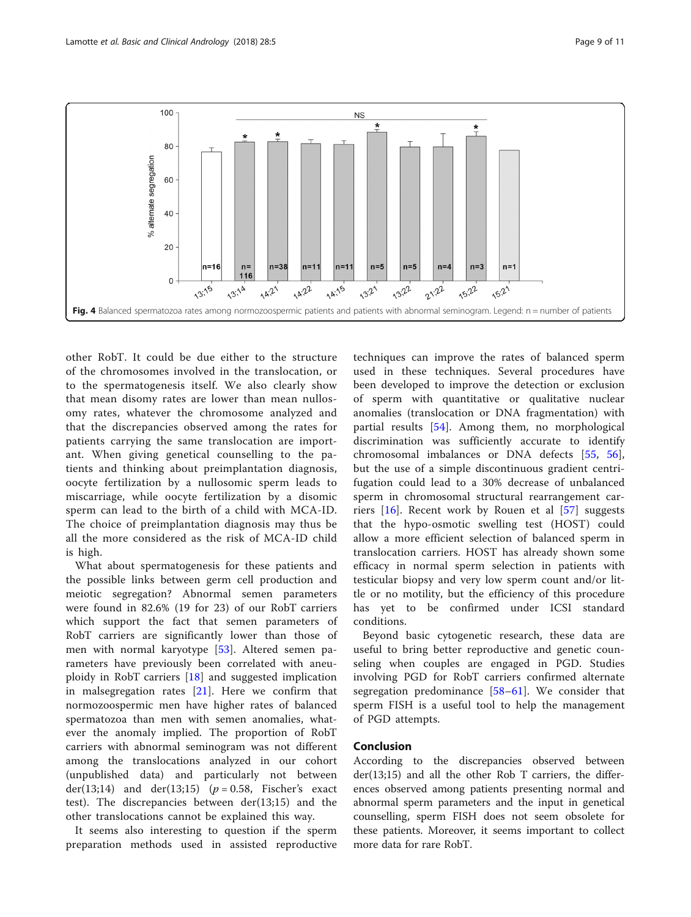Fig. 4 Balanced spermatozoa rates among normozoospermic patients and patients with abnormal seminogram. Legend: n = number of patients

other RobT. It could be due either to the structure of the chromosomes involved in the translocation, or to the spermatogenesis itself. We also clearly show that mean disomy rates are lower than mean nullosomy rates, whatever the chromosome analyzed and that the discrepancies observed among the rates for patients carrying the same translocation are important. When giving genetical counselling to the patients and thinking about preimplantation diagnosis, oocyte fertilization by a nullosomic sperm leads to miscarriage, while oocyte fertilization by a disomic sperm can lead to the birth of a child with MCA-ID. The choice of preimplantation diagnosis may thus be all the more considered as the risk of MCA-ID child is high.

What about spermatogenesis for these patients and the possible links between germ cell production and meiotic segregation? Abnormal semen parameters were found in 82.6% (19 for 23) of our RobT carriers which support the fact that semen parameters of RobT carriers are significantly lower than those of men with normal karyotype [53]. Altered semen parameters have previously been correlated with aneuploidy in RobT carriers [18] and suggested implication in malsegregation rates [21]. Here we confirm that normozoospermic men have higher rates of balanced spermatozoa than men with semen anomalies, whatever the anomaly implied. The proportion of RobT carriers with abnormal seminogram was not different among the translocations analyzed in our cohort (unpublished data) and particularly not between der(13;14) and der(13;15) ($p = 0.58$, Fischer's exact test). The discrepancies between der(13;15) and the other translocations cannot be explained this way.

It seems also interesting to question if the sperm preparation methods used in assisted reproductive techniques can improve the rates of balanced sperm used in these techniques. Several procedures have been developed to improve the detection or exclusion of sperm with quantitative or qualitative nuclear anomalies (translocation or DNA fragmentation) with partial results [54]. Among them, no morphological discrimination was sufficiently accurate to identify chromosomal imbalances or DNA defects [55, 56], but the use of a simple discontinuous gradient centrifugation could lead to a 30% decrease of unbalanced sperm in chromosomal structural rearrangement carriers [16]. Recent work by Rouen et al [57] suggests that the hypo-osmotic swelling test (HOST) could allow a more efficient selection of balanced sperm in translocation carriers. HOST has already shown some efficacy in normal sperm selection in patients with testicular biopsy and very low sperm count and/or little or no motility, but the efficiency of this procedure has yet to be confirmed under ICSI standard conditions.

Beyond basic cytogenetic research, these data are useful to bring better reproductive and genetic counseling when couples are engaged in PGD. Studies involving PGD for RobT carriers confirmed alternate segregation predominance [58–61]. We consider that sperm FISH is a useful tool to help the management of PGD attempts.

## Conclusion

According to the discrepancies observed between der(13;15) and all the other Rob T carriers, the differences observed among patients presenting normal and abnormal sperm parameters and the input in genetical counselling, sperm FISH does not seem obsolete for these patients. Moreover, it seems important to collect more data for rare RobT.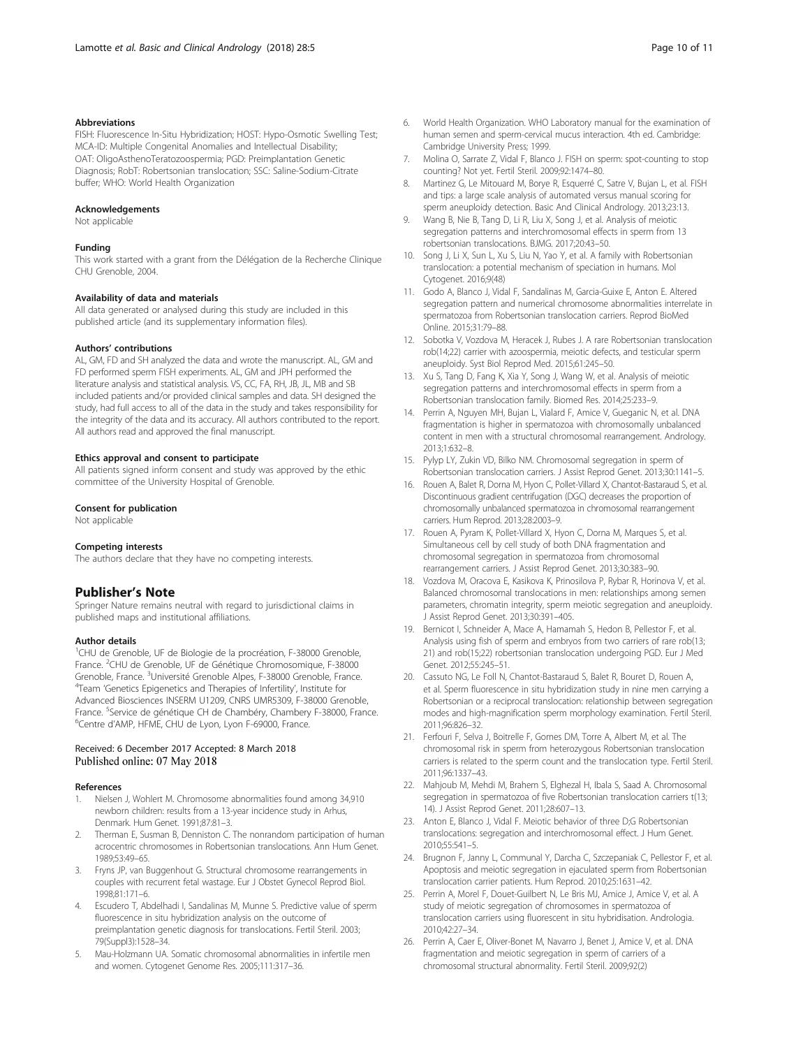### Abbreviations

FISH: Fluorescence In-Situ Hybridization; HOST: Hypo-Osmotic Swelling Test; MCA-ID: Multiple Congenital Anomalies and Intellectual Disability; OAT: OligoAsthenoTeratozoospermia; PGD: Preimplantation Genetic Diagnosis; RobT: Robertsonian translocation; SSC: Saline-Sodium-Citrate buffer; WHO: World Health Organization

### Acknowledgements

Not applicable

### Funding

This work started with a grant from the Délégation de la Recherche Clinique CHU Grenoble, 2004.

### Availability of data and materials

All data generated or analysed during this study are included in this published article (and its supplementary information files).

### Authors' contributions

AL, GM, FD and SH analyzed the data and wrote the manuscript. AL, GM and FD performed sperm FISH experiments. AL, GM and JPH performed the literature analysis and statistical analysis. VS, CC, FA, RH, JB, JL, MB and SB included patients and/or provided clinical samples and data. SH designed the study, had full access to all of the data in the study and takes responsibility for the integrity of the data and its accuracy. All authors contributed to the report. All authors read and approved the final manuscript.

### Ethics approval and consent to participate

All patients signed inform consent and study was approved by the ethic committee of the University Hospital of Grenoble.

### Consent for publication

Not applicable

### Competing interests

The authors declare that they have no competing interests.

## Publisher's Note

Springer Nature remains neutral with regard to jurisdictional claims in published maps and institutional affiliations.

### Author details

[1]CHU de Grenoble, UF de Biologie de la procréation, F-38000 Grenoble, France. [2]CHU de Grenoble, UF de Génétique Chromosomique, F-38000 Grenoble, France. [3]Université Grenoble Alpes, F-38000 Grenoble, France. [4]Team 'Genetics Epigenetics and Therapies of Infertility', Institute for Advanced Biosciences INSERM U1209, CNRS UMR5309, F-38000 Grenoble, France. [5]Service de génétique CH de Chambéry, Chambery F-38000, France. [6]Centre d'AMP, HFME, CHU de Lyon, Lyon F-69000, France.

Received: 6 December 2017 Accepted: 8 March 2018
Published online: 07 May 2018

### References

1. Nielsen J, Wohlert M. Chromosome abnormalities found among 34,910 newborn children: results from a 13-year incidence study in Arhus, Denmark. Hum Genet. 1991;87:81–3.
2. Therman E, Susman B, Denniston C. The nonrandom participation of human acrocentric chromosomes in Robertsonian translocations. Ann Hum Genet. 1989;53:49–65.
3. Fryns JP, van Buggenhout G. Structural chromosome rearrangements in couples with recurrent fetal wastage. Eur J Obstet Gynecol Reprod Biol. 1998;81:171–6.
4. Escudero T, Abdelhadi I, Sandalinas M, Munne S. Predictive value of sperm fluorescence in situ hybridization analysis on the outcome of preimplantation genetic diagnosis for translocations. Fertil Steril. 2003; 79(Suppl3):1528–34.
5. Mau-Holzmann UA. Somatic chromosomal abnormalities in infertile men and women. Cytogenet Genome Res. 2005;111:317–36.
6. World Health Organization. WHO Laboratory manual for the examination of human semen and sperm-cervical mucus interaction. 4th ed. Cambridge: Cambridge University Press; 1999.
7. Molina O, Sarrate Z, Vidal F, Blanco J. FISH on sperm: spot-counting to stop counting? Not yet. Fertil Steril. 2009;92:1474–80.
8. Martinez G, Le Mitouard M, Borye R, Esquerré C, Satre V, Bujan L, et al. FISH and tips: a large scale analysis of automated versus manual scoring for sperm aneuploidy detection. Basic And Clinical Andrology. 2013;23:13.
9. Wang B, Nie B, Tang D, Li R, Liu X, Song J, et al. Analysis of meiotic segregation patterns and interchromosomal effects in sperm from 13 robertsonian translocations. BJMG. 2017;20:43–50.
10. Song J, Li X, Sun L, Xu S, Liu N, Yao Y, et al. A family with Robertsonian translocation: a potential mechanism of speciation in humans. Mol Cytogenet. 2016;9(48)
11. Godo A, Blanco J, Vidal F, Sandalinas M, Garcia-Guixe E, Anton E. Altered segregation pattern and numerical chromosome abnormalities interrelate in spermatozoa from Robertsonian translocation carriers. Reprod BioMed Online. 2015;31:79–88.
12. Sobotka V, Vozdova M, Heracek J, Rubes J. A rare Robertsonian translocation rob(14;22) carrier with azoospermia, meiotic defects, and testicular sperm aneuploidy. Syst Biol Reprod Med. 2015;61:245–50.
13. Xu S, Tang D, Fang K, Xia Y, Song J, Wang W, et al. Analysis of meiotic segregation patterns and interchromosomal effects in sperm from a Robertsonian translocation family. Biomed Res. 2014;25:233–9.
14. Perrin A, Nguyen MH, Bujan L, Vialard F, Amice V, Gueganic N, et al. DNA fragmentation is higher in spermatozoa with chromosomally unbalanced content in men with a structural chromosomal rearrangement. Andrology. 2013;1:632–8.
15. Pylyp LY, Zukin VD, Bilko NM. Chromosomal segregation in sperm of Robertsonian translocation carriers. J Assist Reprod Genet. 2013;30:1141–5.
16. Rouen A, Balet R, Dorna M, Hyon C, Pollet-Villard X, Chantot-Bastaraud S, et al. Discontinuous gradient centrifugation (DGC) decreases the proportion of chromosomally unbalanced spermatozoa in chromosomal rearrangement carriers. Hum Reprod. 2013;28:2003–9.
17. Rouen A, Pyram K, Pollet-Villard X, Hyon C, Dorna M, Marques S, et al. Simultaneous cell by cell study of both DNA fragmentation and chromosomal segregation in spermatozoa from chromosomal rearrangement carriers. J Assist Reprod Genet. 2013;30:383–90.
18. Vozdova M, Oracova E, Kasikova K, Prinosilova P, Rybar R, Horinova V, et al. Balanced chromosomal translocations in men: relationships among semen parameters, chromatin integrity, sperm meiotic segregation and aneuploidy. J Assist Reprod Genet. 2013;30:391–405.
19. Bernicot I, Schneider A, Mace A, Hamamah S, Hedon B, Pellestor F, et al. Analysis using fish of sperm and embryos from two carriers of rare rob(13; 21) and rob(15;22) robertsonian translocation undergoing PGD. Eur J Med Genet. 2012;55:245–51.
20. Cassuto NG, Le Foll N, Chantot-Bastaraud S, Balet R, Bouret D, Rouen A, et al. Sperm fluorescence in situ hybridization study in nine men carrying a Robertsonian or a reciprocal translocation: relationship between segregation modes and high-magnification sperm morphology examination. Fertil Steril. 2011;96:826–32.
21. Ferfouri F, Selva J, Boitrelle F, Gomes DM, Torre A, Albert M, et al. The chromosomal risk in sperm from heterozygous Robertsonian translocation carriers is related to the sperm count and the translocation type. Fertil Steril. 2011;96:1337–43.
22. Mahjoub M, Mehdi M, Brahem S, Elghezal H, Ibala S, Saad A. Chromosomal segregation in spermatozoa of five Robertsonian translocation carriers t(13; 14). J Assist Reprod Genet. 2011;28:607–13.
23. Anton E, Blanco J, Vidal F. Meiotic behavior of three D;G Robertsonian translocations: segregation and interchromosomal effect. J Hum Genet. 2010;55:541–5.
24. Brugnon F, Janny L, Communal Y, Darcha C, Szczepaniak C, Pellestor F, et al. Apoptosis and meiotic segregation in ejaculated sperm from Robertsonian translocation carrier patients. Hum Reprod. 2010;25:1631–42.
25. Perrin A, Morel F, Douet-Guilbert N, Le Bris MJ, Amice J, Amice V, et al. A study of meiotic segregation of chromosomes in spermatozoa of translocation carriers using fluorescent in situ hybridisation. Andrologia. 2010;42:27–34.
26. Perrin A, Caer E, Oliver-Bonet M, Navarro J, Benet J, Amice V, et al. DNA fragmentation and meiotic segregation in sperm of carriers of a chromosomal structural abnormality. Fertil Steril. 2009;92(2)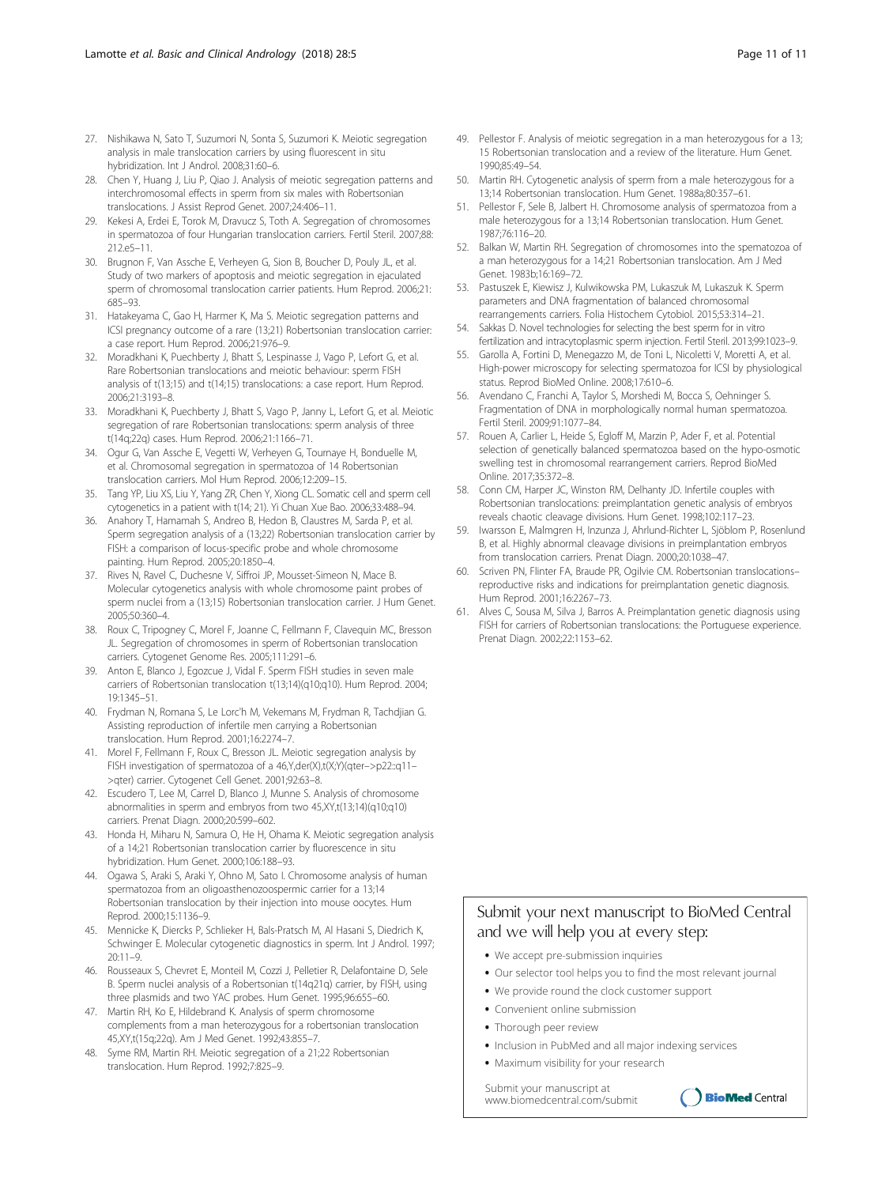27. Nishikawa N, Sato T, Suzumori N, Sonta S, Suzumori K. Meiotic segregation analysis in male translocation carriers by using fluorescent in situ hybridization. Int J Androl. 2008;31:60–6.
28. Chen Y, Huang J, Liu P, Qiao J. Analysis of meiotic segregation patterns and interchromosomal effects in sperm from six males with Robertsonian translocations. J Assist Reprod Genet. 2007;24:406–11.
29. Kekesi A, Erdei E, Torok M, Dravucz S, Toth A. Segregation of chromosomes in spermatozoa of four Hungarian translocation carriers. Fertil Steril. 2007;88: 212.e5–11.
30. Brugnon F, Van Assche E, Verheyen G, Sion B, Boucher D, Pouly JL, et al. Study of two markers of apoptosis and meiotic segregation in ejaculated sperm of chromosomal translocation carrier patients. Hum Reprod. 2006;21: 685–93.
31. Hatakeyama C, Gao H, Harmer K, Ma S. Meiotic segregation patterns and ICSI pregnancy outcome of a rare (13;21) Robertsonian translocation carrier: a case report. Hum Reprod. 2006;21:976–9.
32. Moradkhani K, Puechberty J, Bhatt S, Lespinasse J, Vago P, Lefort G, et al. Rare Robertsonian translocations and meiotic behaviour: sperm FISH analysis of t(13;15) and t(14;15) translocations: a case report. Hum Reprod. 2006;21:3193–8.
33. Moradkhani K, Puechberty J, Bhatt S, Vago P, Janny L, Lefort G, et al. Meiotic segregation of rare Robertsonian translocations: sperm analysis of three t(14q;22q) cases. Hum Reprod. 2006;21:1166–71.
34. Ogur G, Van Assche E, Vegetti W, Verheyen G, Tournaye H, Bonduelle M, et al. Chromosomal segregation in spermatozoa of 14 Robertsonian translocation carriers. Mol Hum Reprod. 2006;12:209–15.
35. Tang YP, Liu XS, Liu Y, Yang ZR, Chen Y, Xiong CL. Somatic cell and sperm cell cytogenetics in a patient with t(14; 21). Yi Chuan Xue Bao. 2006;33:488–94.
36. Anahory T, Hamamah S, Andreo B, Hedon B, Claustres M, Sarda P, et al. Sperm segregation analysis of a (13;22) Robertsonian translocation carrier by FISH: a comparison of locus-specific probe and whole chromosome painting. Hum Reprod. 2005;20:1850–4.
37. Rives N, Ravel C, Duchesne V, Siffroi JP, Mousset-Simeon N, Mace B. Molecular cytogenetics analysis with whole chromosome paint probes of sperm nuclei from a (13;15) Robertsonian translocation carrier. J Hum Genet. 2005;50:360–4.
38. Roux C, Tripogney C, Morel F, Joanne C, Fellmann F, Clavequin MC, Bresson JL. Segregation of chromosomes in sperm of Robertsonian translocation carriers. Cytogenet Genome Res. 2005;111:291–6.
39. Anton E, Blanco J, Egozcue J, Vidal F. Sperm FISH studies in seven male carriers of Robertsonian translocation t(13;14)(q10;q10). Hum Reprod. 2004; 19:1345–51.
40. Frydman N, Romana S, Le Lorc'h M, Vekemans M, Frydman R, Tachdjian G. Assisting reproduction of infertile men carrying a Robertsonian translocation. Hum Reprod. 2001;16:2274–7.
41. Morel F, Fellmann F, Roux C, Bresson JL. Meiotic segregation analysis by FISH investigation of spermatozoa of a 46,Y,der(X),t(X;Y)(qter–>p22::q11–>qter) carrier. Cytogenet Cell Genet. 2001;92:63–8.
42. Escudero T, Lee M, Carrel D, Blanco J, Munne S. Analysis of chromosome abnormalities in sperm and embryos from two 45,XY,t(13;14)(q10;q10) carriers. Prenat Diagn. 2000;20:599–602.
43. Honda H, Miharu N, Samura O, He H, Ohama K. Meiotic segregation analysis of a 14;21 Robertsonian translocation carrier by fluorescence in situ hybridization. Hum Genet. 2000;106:188–93.
44. Ogawa S, Araki S, Araki Y, Ohno M, Sato I. Chromosome analysis of human spermatozoa from an oligoasthenozoospermic carrier for a 13;14 Robertsonian translocation by their injection into mouse oocytes. Hum Reprod. 2000;15:1136–9.
45. Mennicke K, Diercks P, Schlieker H, Bals-Pratsch M, Al Hasani S, Diedrich K, Schwinger E. Molecular cytogenetic diagnostics in sperm. Int J Androl. 1997; 20:11–9.
46. Rousseaux S, Chevret E, Monteil M, Cozzi J, Pelletier R, Delafontaine D, Sele B. Sperm nuclei analysis of a Robertsonian t(14q21q) carrier, by FISH, using three plasmids and two YAC probes. Hum Genet. 1995;96:655–60.
47. Martin RH, Ko E, Hildebrand K. Analysis of sperm chromosome complements from a man heterozygous for a robertsonian translocation 45,XY,t(15q;22q). Am J Med Genet. 1992;43:855–7.
48. Syme RM, Martin RH. Meiotic segregation of a 21;22 Robertsonian translocation. Hum Reprod. 1992;7:825–9.
49. Pellestor F. Analysis of meiotic segregation in a man heterozygous for a 13; 15 Robertsonian translocation and a review of the literature. Hum Genet. 1990;85:49–54.
50. Martin RH. Cytogenetic analysis of sperm from a male heterozygous for a 13;14 Robertsonian translocation. Hum Genet. 1988a;80:357–61.
51. Pellestor F, Sele B, Jalbert H. Chromosome analysis of spermatozoa from a male heterozygous for a 13;14 Robertsonian translocation. Hum Genet. 1987;76:116–20.
52. Balkan W, Martin RH. Segregation of chromosomes into the spematozoa of a man heterozygous for a 14;21 Robertsonian translocation. Am J Med Genet. 1983b;16:169–72.
53. Pastuszek E, Kiewisz J, Kulwikowska PM, Lukaszuk M, Lukaszuk K. Sperm parameters and DNA fragmentation of balanced chromosomal rearrangements carriers. Folia Histochem Cytobiol. 2015;53:314–21.
54. Sakkas D. Novel technologies for selecting the best sperm for in vitro fertilization and intracytoplasmic sperm injection. Fertil Steril. 2013;99:1023–9.
55. Garolla A, Fortini D, Menegazzo M, de Toni L, Nicoletti V, Moretti A, et al. High-power microscopy for selecting spermatozoa for ICSI by physiological status. Reprod BioMed Online. 2008;17:610–6.
56. Avendano C, Franchi A, Taylor S, Morshedi M, Bocca S, Oehninger S. Fragmentation of DNA in morphologically normal human spermatozoa. Fertil Steril. 2009;91:1077–84.
57. Rouen A, Carlier L, Heide S, Egloff M, Marzin P, Ader F, et al. Potential selection of genetically balanced spermatozoa based on the hypo-osmotic swelling test in chromosomal rearrangement carriers. Reprod BioMed Online. 2017;35:372–8.
58. Conn CM, Harper JC, Winston RM, Delhanty JD. Infertile couples with Robertsonian translocations: preimplantation genetic analysis of embryos reveals chaotic cleavage divisions. Hum Genet. 1998;102:117–23.
59. Iwarsson E, Malmgren H, Inzunza J, Ahrlund-Richter L, Sjöblom P, Rosenlund B, et al. Highly abnormal cleavage divisions in preimplantation embryos from translocation carriers. Prenat Diagn. 2000;20:1038–47.
60. Scriven PN, Flinter FA, Braude PR, Ogilvie CM. Robertsonian translocations–reproductive risks and indications for preimplantation genetic diagnosis. Hum Reprod. 2001;16:2267–73.
61. Alves C, Sousa M, Silva J, Barros A. Preimplantation genetic diagnosis using FISH for carriers of Robertsonian translocations: the Portuguese experience. Prenat Diagn. 2002;22:1153–62.

## Submit your next manuscript to BioMed Central and we will help you at every step:

- We accept pre-submission inquiries
- Our selector tool helps you to find the most relevant journal
- We provide round the clock customer support
- Convenient online submission
- Thorough peer review
- Inclusion in PubMed and all major indexing services
- Maximum visibility for your research

Submit your manuscript at
www.biomedcentral.com/submit

BioMed Central